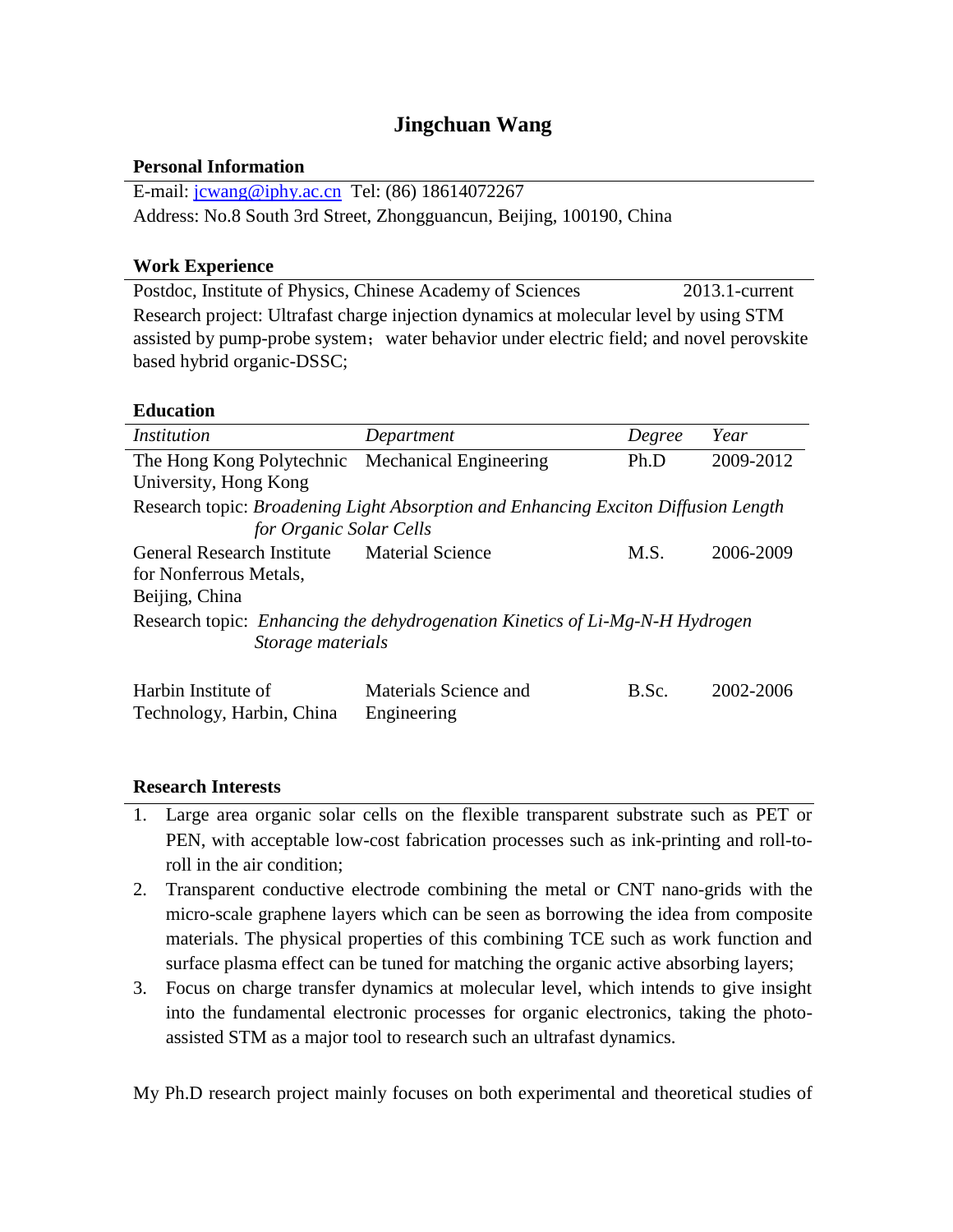# Jingchuan Wang

## Personal Information

E-mail: [jcwang@iphy.ac.cn](mailto:jcwang@iphy.ac.cn) Tel: (86) 18614072267
Address: No.8 South 3rd Street, Zhongguancun, Beijing, 100190, China

## Work Experience

Postdoc, Institute of Physics, Chinese Academy of Sciences 2013.1-current
Research project: Ultrafast charge injection dynamics at molecular level by using STM assisted by pump-probe system；water behavior under electric field; and novel perovskite based hybrid organic-DSSC;

## Education

| *Institution* | *Department* | *Degree* | *Year* |
|---|---|---|---|
| The Hong Kong Polytechnic University, Hong Kong | Mechanical Engineering | Ph.D | 2009-2012 |
| Research topic: *Broadening Light Absorption and Enhancing Exciton Diffusion Length for Organic Solar Cells* | | | |
| General Research Institute for Nonferrous Metals, Beijing, China | Material Science | M.S. | 2006-2009 |
| Research topic: *Enhancing the dehydrogenation Kinetics of Li-Mg-N-H Hydrogen Storage materials* | | | |
| Harbin Institute of Technology, Harbin, China | Materials Science and Engineering | B.Sc. | 2002-2006 |

## Research Interests

1. Large area organic solar cells on the flexible transparent substrate such as PET or PEN, with acceptable low-cost fabrication processes such as ink-printing and roll-to-roll in the air condition;
2. Transparent conductive electrode combining the metal or CNT nano-grids with the micro-scale graphene layers which can be seen as borrowing the idea from composite materials. The physical properties of this combining TCE such as work function and surface plasma effect can be tuned for matching the organic active absorbing layers;
3. Focus on charge transfer dynamics at molecular level, which intends to give insight into the fundamental electronic processes for organic electronics, taking the photo-assisted STM as a major tool to research such an ultrafast dynamics.

My Ph.D research project mainly focuses on both experimental and theoretical studies of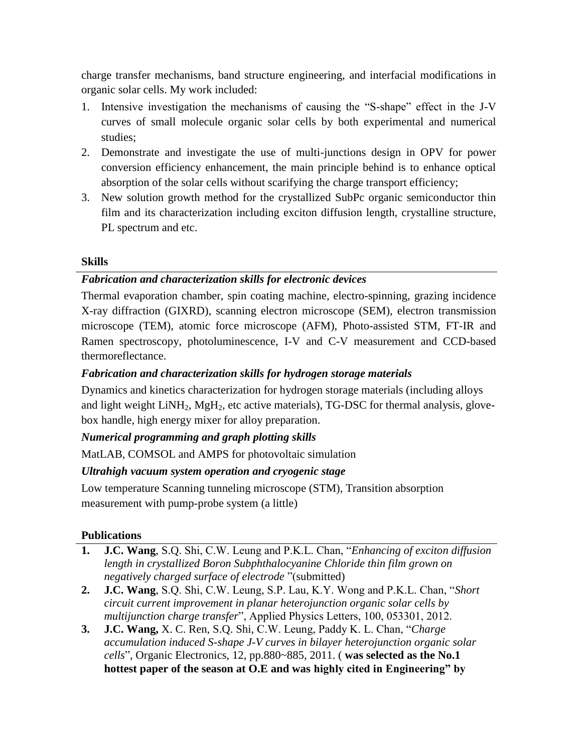charge transfer mechanisms, band structure engineering, and interfacial modifications in organic solar cells. My work included:

1. Intensive investigation the mechanisms of causing the "S-shape" effect in the J-V curves of small molecule organic solar cells by both experimental and numerical studies;
2. Demonstrate and investigate the use of multi-junctions design in OPV for power conversion efficiency enhancement, the main principle behind is to enhance optical absorption of the solar cells without scarifying the charge transport efficiency;
3. New solution growth method for the crystallized SubPc organic semiconductor thin film and its characterization including exciton diffusion length, crystalline structure, PL spectrum and etc.

## Skills

***Fabrication and characterization skills for electronic devices***

Thermal evaporation chamber, spin coating machine, electro-spinning, grazing incidence X-ray diffraction (GIXRD), scanning electron microscope (SEM), electron transmission microscope (TEM), atomic force microscope (AFM), Photo-assisted STM, FT-IR and Ramen spectroscopy, photoluminescence, I-V and C-V measurement and CCD-based thermoreflectance.

***Fabrication and characterization skills for hydrogen storage materials***

Dynamics and kinetics characterization for hydrogen storage materials (including alloys and light weight $LiNH_2$, $MgH_2$, etc active materials), TG-DSC for thermal analysis, glove-box handle, high energy mixer for alloy preparation.

***Numerical programming and graph plotting skills***

MatLAB, COMSOL and AMPS for photovoltaic simulation

***Ultrahigh vacuum system operation and cryogenic stage***

Low temperature Scanning tunneling microscope (STM), Transition absorption measurement with pump-probe system (a little)

## Publications

1. **J.C. Wang**, S.Q. Shi, C.W. Leung and P.K.L. Chan, "*Enhancing of exciton diffusion length in crystallized Boron Subphthalocyanine Chloride thin film grown on negatively charged surface of electrode* "(submitted)
2. **J.C. Wang**, S.Q. Shi, C.W. Leung, S.P. Lau, K.Y. Wong and P.K.L. Chan, "*Short circuit current improvement in planar heterojunction organic solar cells by multijunction charge transfer*", Applied Physics Letters, 100, 053301, 2012.
3. **J.C. Wang,** X. C. Ren, S.Q. Shi, C.W. Leung, Paddy K. L. Chan, "*Charge accumulation induced S-shape J-V curves in bilayer heterojunction organic solar cells*", Organic Electronics, 12, pp.880~885, 2011. ( **was selected as the No.1 hottest paper of the season at O.E and was highly cited in Engineering" by**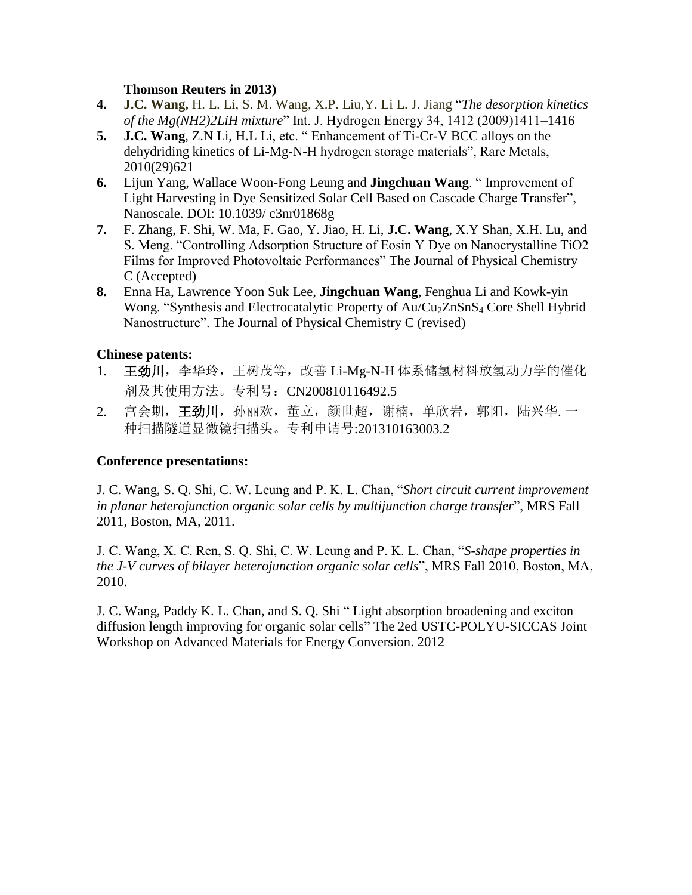**Thomson Reuters in 2013)**

4. **J.C. Wang,** H. L. Li, S. M. Wang, X.P. Liu,Y. Li L. J. Jiang "*The desorption kinetics of the Mg(NH2)2LiH mixture*" Int. J. Hydrogen Energy 34, 1412 (2009)1411–1416
5. **J.C. Wang**, Z.N Li, H.L Li, etc. " Enhancement of Ti-Cr-V BCC alloys on the dehydriding kinetics of Li-Mg-N-H hydrogen storage materials", Rare Metals, 2010(29)621
6. Lijun Yang, Wallace Woon-Fong Leung and **Jingchuan Wang**. " Improvement of Light Harvesting in Dye Sensitized Solar Cell Based on Cascade Charge Transfer", Nanoscale. DOI: 10.1039/ c3nr01868g
7. F. Zhang, F. Shi, W. Ma, F. Gao, Y. Jiao, H. Li, **J.C. Wang**, X.Y Shan, X.H. Lu, and S. Meng. "Controlling Adsorption Structure of Eosin Y Dye on Nanocrystalline TiO2 Films for Improved Photovoltaic Performances" The Journal of Physical Chemistry C (Accepted)
8. Enna Ha, Lawrence Yoon Suk Lee, **Jingchuan Wang**, Fenghua Li and Kowk-yin Wong. "Synthesis and Electrocatalytic Property of Au/$Cu_2ZnSnS_4$ Core Shell Hybrid Nanostructure". The Journal of Physical Chemistry C (revised)

**Chinese patents:**

1. **王劲川**，李华玲，王树茂等，改善 Li-Mg-N-H 体系储氢材料放氢动力学的催化剂及其使用方法。专利号：CN200810116492.5
2. 宫会期，**王劲川**，孙丽欢，董立，颜世超，谢楠，单欣岩，郭阳，陆兴华. 一种扫描隧道显微镜扫描头。专利申请号:201310163003.2

**Conference presentations:**

J. C. Wang, S. Q. Shi, C. W. Leung and P. K. L. Chan, "*Short circuit current improvement in planar heterojunction organic solar cells by multijunction charge transfer*", MRS Fall 2011, Boston, MA, 2011.

J. C. Wang, X. C. Ren, S. Q. Shi, C. W. Leung and P. K. L. Chan, "*S-shape properties in the J-V curves of bilayer heterojunction organic solar cells*", MRS Fall 2010, Boston, MA, 2010.

J. C. Wang, Paddy K. L. Chan, and S. Q. Shi " Light absorption broadening and exciton diffusion length improving for organic solar cells" The 2ed USTC-POLYU-SICCAS Joint Workshop on Advanced Materials for Energy Conversion. 2012